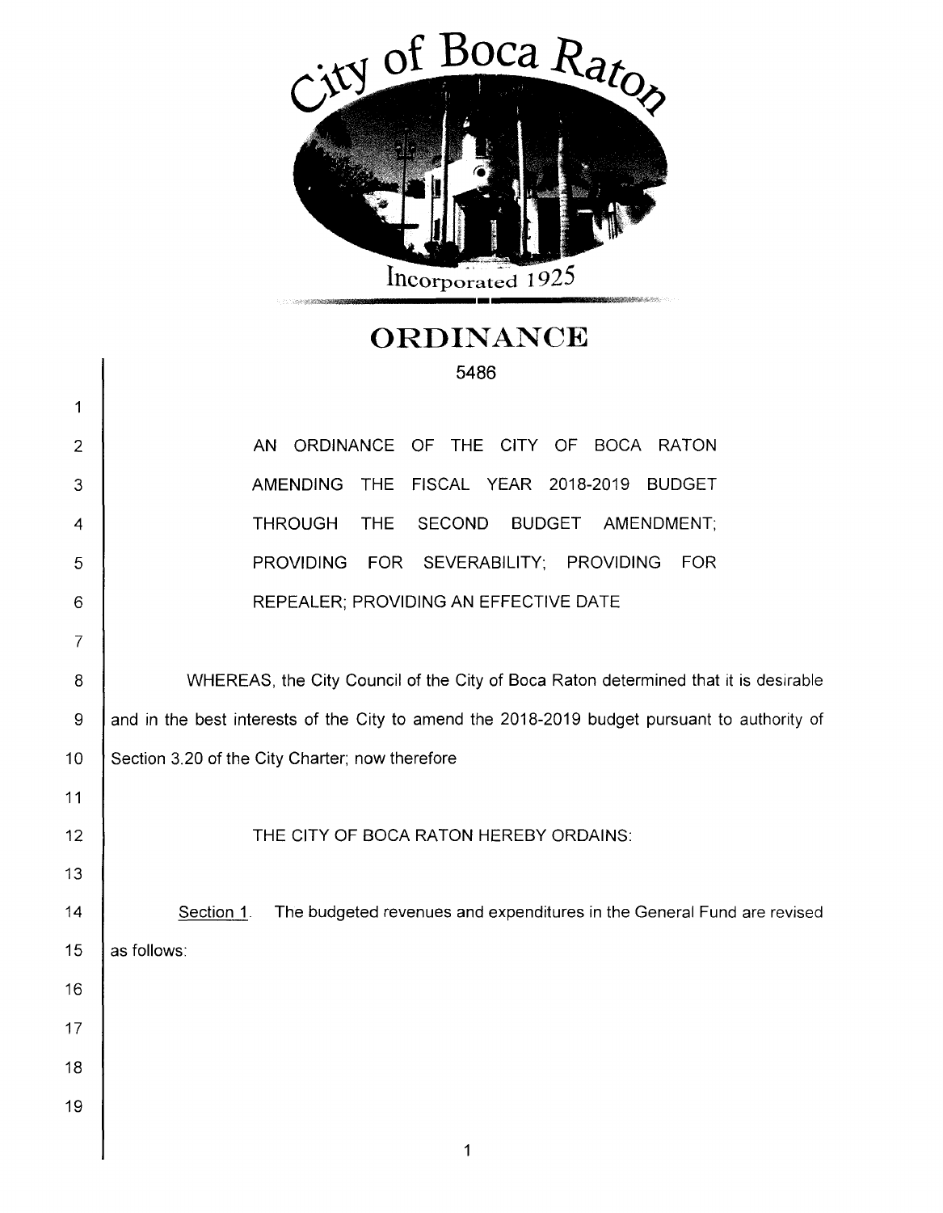City of Boca Raton

Incorporated 1925

# ORDINANCE

5486

AN ORDINANCE OF THE CITY OF BOCA RATON AMENDING THE FISCAL YEAR 2018-2019 BUDGET THROUGH THE SECOND BUDGET AMENDMENT; PROVIDING FOR SEVERABILITY; PROVIDING FOR REPEALER; PROVIDING AN EFFECTIVE DATE

WHEREAS, the City Council of the City of Boca Raton determined that it is desirable and in the best interests of the City to amend the 2018-2019 budget pursuant to authority of Section 3.20 of the City Charter; now therefore

THE CITY OF BOCA RATON HEREBY ORDAINS:

Section 1. The budgeted revenues and expenditures in the General Fund are revised as follows: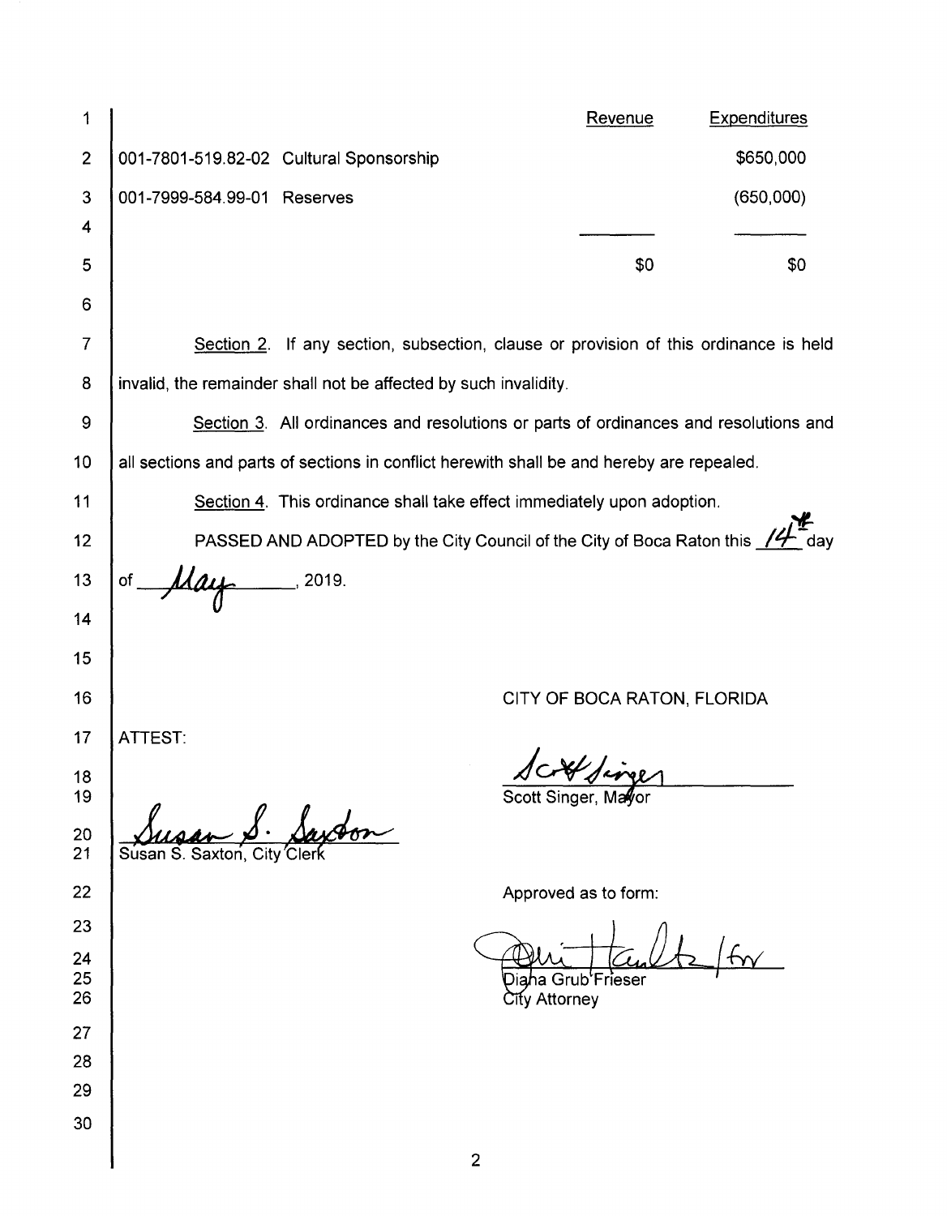| | | Revenue | Expenditures |
|---|---|---|---|
| 001-7801-519.82-02 | Cultural Sponsorship | | $650,000 |
| 001-7999-584.99-01 | Reserves | | (650,000) |
| | | $0 | $0 |

Section 2. If any section, subsection, clause or provision of this ordinance is held invalid, the remainder shall not be affected by such invalidity.

Section 3. All ordinances and resolutions or parts of ordinances and resolutions and all sections and parts of sections in conflict herewith shall be and hereby are repealed.

Section 4. This ordinance shall take effect immediately upon adoption.

PASSED AND ADOPTED by the City Council of the City of Boca Raton this 14th day of May, 2019.

CITY OF BOCA RATON, FLORIDA

ATTEST:

Susan S. Saxton, City Clerk

Scott Singer, Mayor

Approved as to form:

Diana Grub Frieser
City Attorney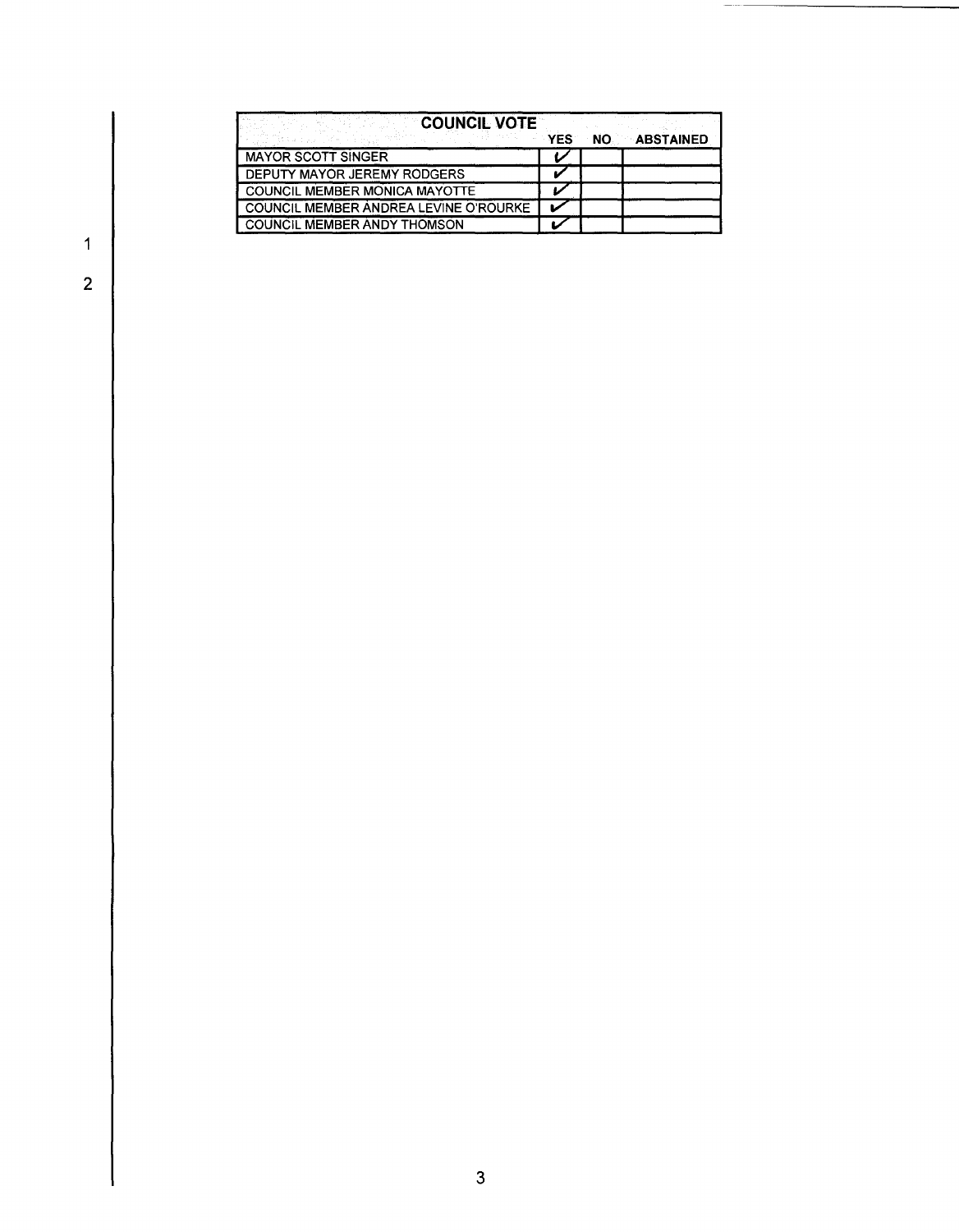| COUNCIL VOTE | YES | NO | ABSTAINED |
|---|---|---|---|
| MAYOR SCOTT SINGER | ✓ | | |
| DEPUTY MAYOR JEREMY RODGERS | ✓ | | |
| COUNCIL MEMBER MONICA MAYOTTE | ✓ | | |
| COUNCIL MEMBER ANDREA LEVINE O'ROURKE | ✓ | | |
| COUNCIL MEMBER ANDY THOMSON | ✓ | | |